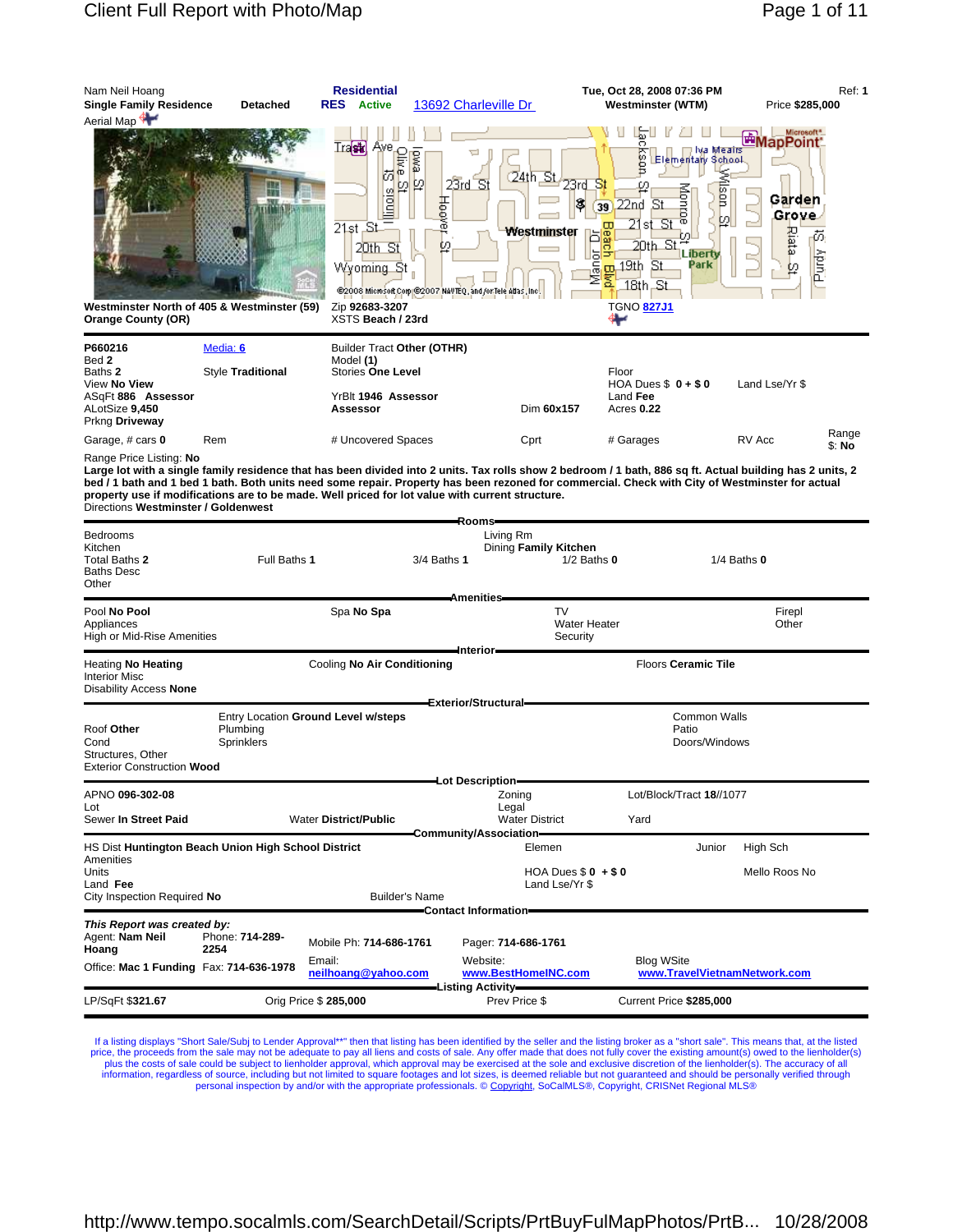Nam Neil Hoang | **Residential** | Tue, Oct 28, 2008 07:36 PM | Ref: **1**

**Single Family Residence** **Detached** | **RES** **Active** 13692 Charleville Dr | **Westminster (WTM)** | Price **$285,000**

Aerial Map

**Westminster North of 405 & Westminster (59)**
**Orange County (OR)**

Zip **92683-3207**
XSTS **Beach / 23rd**

TGNO 827J1

---

**P660216** Media: 6
Bed **2**
Baths **2** Style **Traditional**
View **No View**
ASqFt **886** **Assessor**
ALotSize **9,450**
Prkng **Driveway**

Builder Tract **Other (OTHR)**
Model **(1)**
Stories **One Level**
YrBlt **1946** **Assessor**
**Assessor**

Dim **60x157**

Floor
HOA Dues $ **0 + $ 0** Land Lse/Yr $
Land **Fee**
Acres **0.22**

Garage, # cars **0** Rem | # Uncovered Spaces | Cprt | # Garages | RV Acc | Range $: **No**

Range Price Listing: **No**

**Large lot with a single family residence that has been divided into 2 units. Tax rolls show 2 bedroom / 1 bath, 886 sq ft. Actual building has 2 units, 2 bed / 1 bath and 1 bed 1 bath. Both units need some repair. Property has been rezoned for commercial. Check with City of Westminster for actual property use if modifications are to be made. Well priced for lot value with current structure.**

Directions **Westminster / Goldenwest**

## Rooms

Bedrooms
Kitchen
Total Baths **2** Full Baths **1** 3/4 Baths **1** 1/2 Baths **0** 1/4 Baths **0**
Baths Desc
Other

Living Rm
Dining **Family Kitchen**

## Amenities

Pool **No Pool** | Spa **No Spa** | TV | Firepl
Appliances | | Water Heater | Other
High or Mid-Rise Amenities | | Security |

## Interior

Heating **No Heating** | Cooling **No Air Conditioning** | Floors **Ceramic Tile**
Interior Misc
Disability Access **None**

## Exterior/Structural

Entry Location **Ground Level w/steps**
Roof **Other** Plumbing
Cond Sprinklers
Structures, Other
Exterior Construction **Wood**

Common Walls
Patio
Doors/Windows

## Lot Description

APNO **096-302-08** | Zoning | Lot/Block/Tract **18**//1077
Lot | Legal |
Sewer **In Street Paid** | Water **District/Public** | Water District | Yard

## Community/Association

HS Dist **Huntington Beach Union High School District** | Elemen | Junior | High Sch
Amenities
Units | HOA Dues $ **0** + **$ 0** | Mello Roos **No**
Land **Fee** | Land Lse/Yr $
City Inspection Required **No** | Builder's Name

## Contact Information

***This Report was created by:***
Agent: **Nam Neil Hoang** Phone: **714-289-2254** Mobile Ph: **714-686-1761** Pager: **714-686-1761**
Office: **Mac 1 Funding** Fax: **714-636-1978**
Email: **neilhoang@yahoo.com**
Website: **www.BestHomeINC.com**
Blog WSite **www.TravelVietnamNetwork.com**

## Listing Activity

LP/SqFt **$321.67** | Orig Price $ **285,000** | Prev Price $ | Current Price **$285,000**

---

If a listing displays "Short Sale/Subj to Lender Approval**" then that listing has been identified by the seller and the listing broker as a "short sale". This means that, at the listed price, the proceeds from the sale may not be adequate to pay all liens and costs of sale. Any offer made that does not fully cover the existing amount(s) owed to the lienholder(s) plus the costs of sale could be subject to lienholder approval, which approval may be exercised at the sole and exclusive discretion of the lienholder(s). The accuracy of all information, regardless of source, including but not limited to square footages and lot sizes, is deemed reliable but not guaranteed and should be personally verified through personal inspection by and/or with the appropriate professionals. © Copyright, SoCalMLS®, Copyright, CRISNet Regional MLS®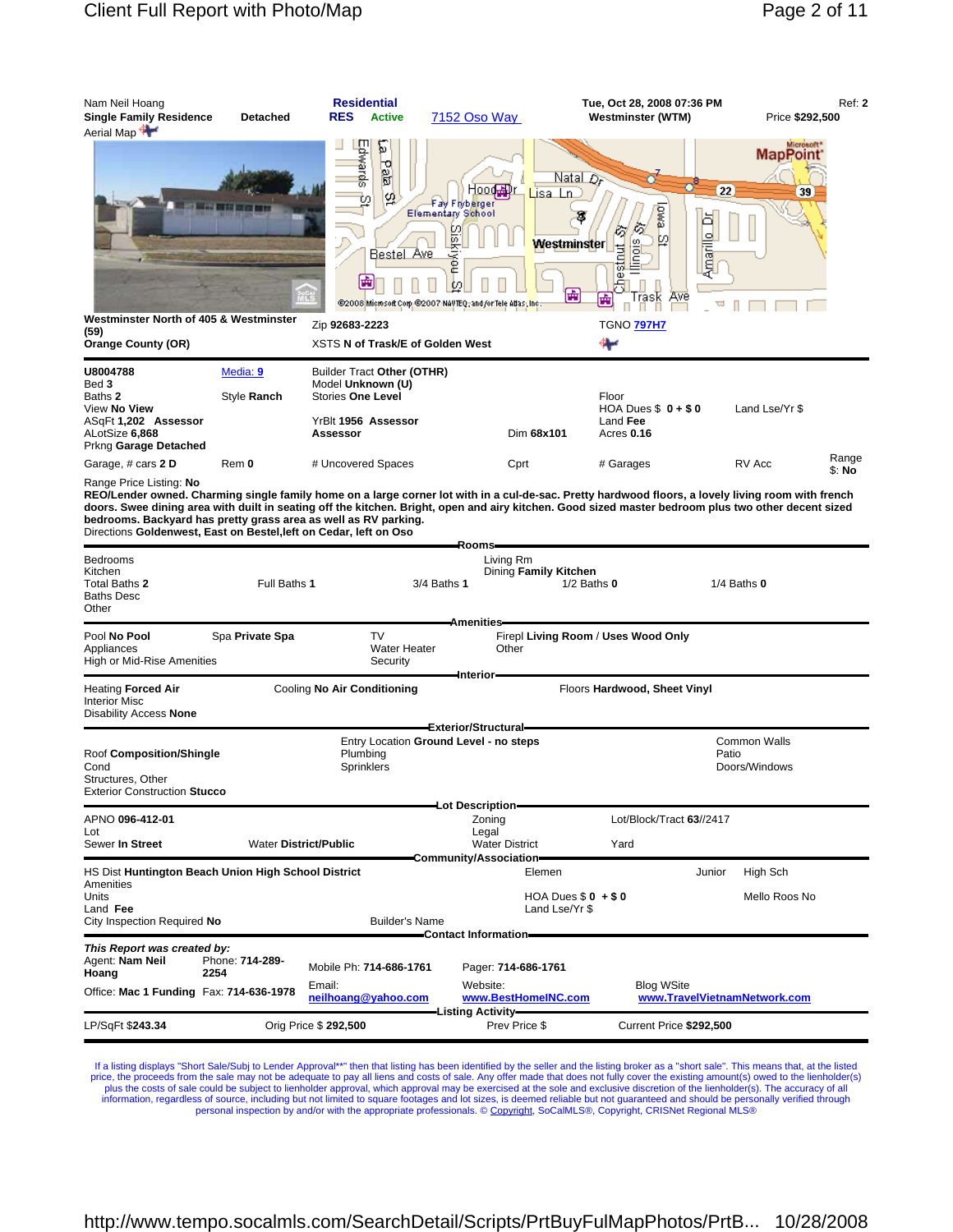Nam Neil Hoang
**Single Family Residence** **Detached**
Aerial Map

**Residential**
**RES** **Active** 7152 Oso Way

**Tue, Oct 28, 2008 07:36 PM** Ref: **2**
**Westminster (WTM)** Price **$292,500**

**Westminster North of 405 & Westminster (59)**
**Orange County (OR)**

Zip **92683-2223**
XSTS **N of Trask/E of Golden West**

TGNO 797H7

| | | | | | | |
|---|---|---|---|---|---|---|
| **U8004788** | Media: 9 | Builder Tract **Other (OTHR)** | | | | |
| Bed **3** | | Model **Unknown (U)** | | | | |
| Baths **2** | Style **Ranch** | Stories **One Level** | | Floor | | |
| View **No View** | | | | HOA Dues $ **0 + $ 0** | Land Lse/Yr $ | |
| ASqFt **1,202 Assessor** | | YrBlt **1956 Assessor** | | Land **Fee** | | |
| ALotSize **6,868** | | **Assessor** | Dim **68x101** | Acres **0.16** | | |
| Prkng **Garage Detached** | | | | | | |
| Garage, # cars **2 D** | Rem **0** | # Uncovered Spaces | Cprt | # Garages | RV Acc | Range $: **No** |

Range Price Listing: **No**

**REO/Lender owned. Charming single family home on a large corner lot with in a cul-de-sac. Pretty hardwood floors, a lovely living room with french doors. Swee dining area with built in seating off the kitchen. Bright, open and airy kitchen. Good sized master bedroom plus two other decent sized bedrooms. Backyard has pretty grass area as well as RV parking.**

Directions **Goldenwest, East on Bestel,left on Cedar, left on Oso**

## Rooms

Bedrooms
Kitchen
Total Baths **2** | Full Baths **1** | 3/4 Baths **1** | 1/2 Baths **0** | 1/4 Baths **0**
Baths Desc
Other

Living Rm
Dining **Family Kitchen**

## Amenities

Pool **No Pool** | Spa **Private Spa** | TV | Firepl **Living Room / Uses Wood Only**
Appliances | Water Heater | Other
High or Mid-Rise Amenities | Security

## Interior

Heating **Forced Air** | Cooling **No Air Conditioning** | Floors **Hardwood, Sheet Vinyl**
Interior Misc
Disability Access **None**

## Exterior/Structural

Entry Location **Ground Level - no steps**
Roof **Composition/Shingle** | Plumbing | Common Walls
Cond | Sprinklers | Patio
Structures, Other | | Doors/Windows
Exterior Construction **Stucco**

## Lot Description

APNO **096-412-01** | Zoning | Lot/Block/Tract **63//2417**
Lot | Legal
Sewer **In Street** | Water **District/Public** | Water District | Yard

## Community/Association

HS Dist **Huntington Beach Union High School District** | Elemen | Junior | High Sch
Amenities
Units | HOA Dues $ **0 + $ 0** | Mello Roos **No**
Land **Fee** | Land Lse/Yr $
City Inspection Required **No** | Builder's Name

## Contact Information

***This Report was created by:***
Agent: **Nam Neil Hoang** | Phone: **714-289-2254** | Mobile Ph: **714-686-1761** | Pager: **714-686-1761**
Office: **Mac 1 Funding** | Fax: **714-636-1978** | Email: **neilhoang@yahoo.com** | Website: **www.BestHomeINC.com** | Blog WSite **www.TravelVietnamNetwork.com**

## Listing Activity

LP/SqFt **$243.34** | Orig Price $ **292,500** | Prev Price $ | Current Price **$292,500**

If a listing displays "Short Sale/Subj to Lender Approval**" then that listing has been identified by the seller and the listing broker as a "short sale". This means that, at the listed price, the proceeds from the sale may not be adequate to pay all liens and costs of sale. Any offer made that does not fully cover the existing amount(s) owed to the lienholder(s) plus the costs of sale could be subject to lienholder approval, which approval may be exercised at the sole and exclusive discretion of the lienholder(s). The accuracy of all information, regardless of source, including but not limited to square footages and lot sizes, is deemed reliable but not guaranteed and should be personally verified through personal inspection by and/or with the appropriate professionals. © Copyright, SoCalMLS®, Copyright, CRISNet Regional MLS®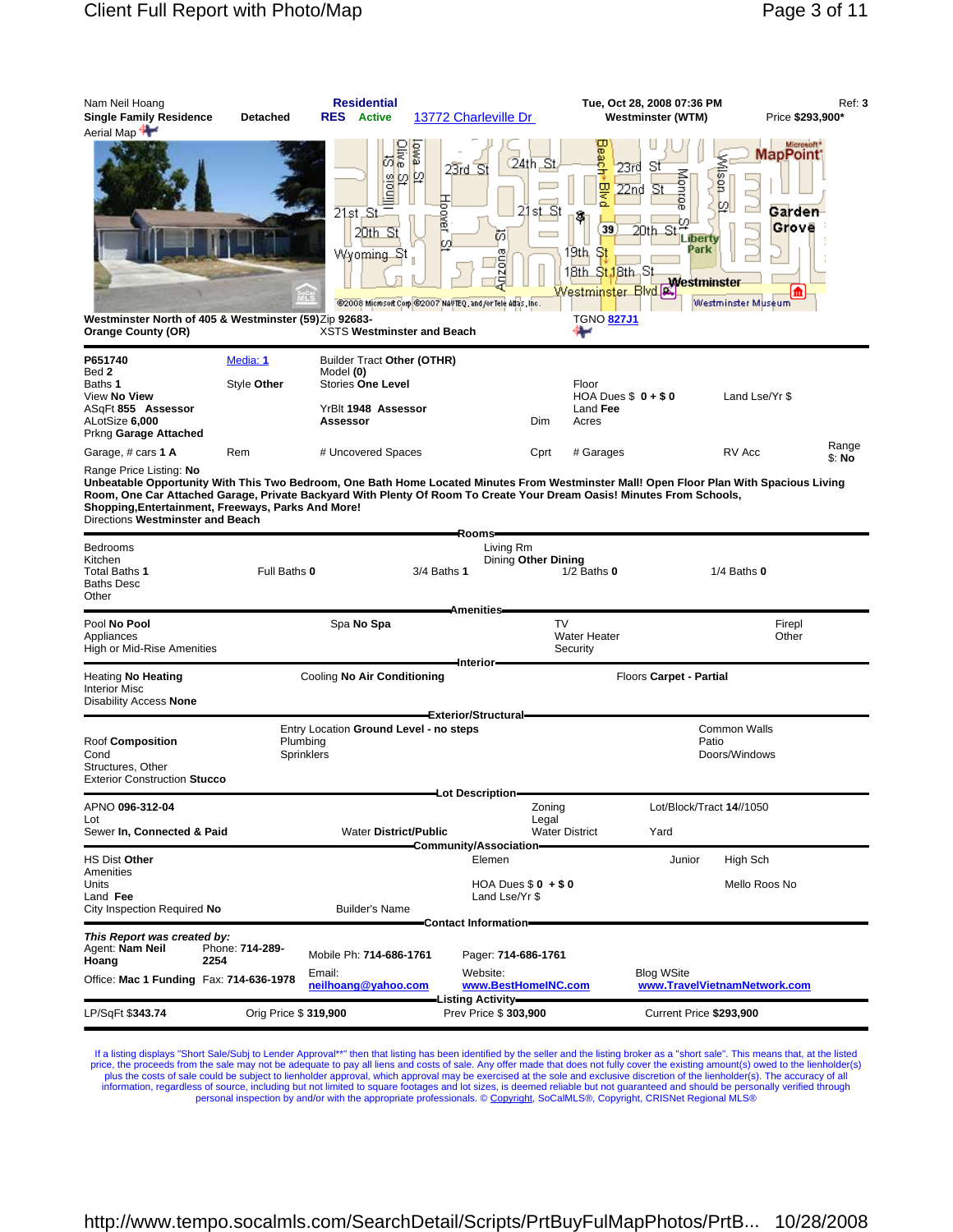Nam Neil Hoang | **Residential** | Tue, Oct 28, 2008 07:36 PM | Ref: **3**

**Single Family Residence** **Detached** | **RES** **Active** 13772 Charleville Dr | **Westminster (WTM)** | Price **$293,900***

Aerial Map

**Westminster North of 405 & Westminster (59)** Zip **92683-**
**Orange County (OR)**
XSTS **Westminster and Beach**
TGNO **827J1**

| | | | | | |
|---|---|---|---|---|---|
| **P651740** | Media: 1 | Builder Tract **Other (OTHR)** | | | |
| Bed **2** | | Model **(0)** | | | |
| Baths **1** | Style **Other** | Stories **One Level** | | Floor | |
| View **No View** | | | | HOA Dues $ **0 + $ 0** | Land Lse/Yr $ |
| ASqFt **855** **Assessor** | | YrBlt **1948** **Assessor** | | Land **Fee** | |
| ALotSize **6,000** | | **Assessor** | Dim | Acres | |
| Prkng **Garage Attached** | | | | | |
| Garage, # cars **1 A** | Rem | # Uncovered Spaces | Cprt | # Garages | RV Acc / Range $: **No** |

Range Price Listing: **No**

**Unbeatable Opportunity With This Two Bedroom, One Bath Home Located Minutes From Westminster Mall! Open Floor Plan With Spacious Living Room, One Car Attached Garage, Private Backyard With Plenty Of Room To Create Your Dream Oasis! Minutes From Schools, Shopping,Entertainment, Freeways, Parks And More!**

Directions **Westminster and Beach**

## Rooms

| | | | | |
|---|---|---|---|---|
| Bedrooms | | Living Rm | | |
| Kitchen | | Dining **Other Dining** | | |
| Total Baths **1** | Full Baths **0** | 3/4 Baths **1** | 1/2 Baths **0** | 1/4 Baths **0** |
| Baths Desc | | | | |
| Other | | | | |

## Amenities

| | | | |
|---|---|---|---|
| Pool **No Pool** | Spa **No Spa** | TV | Firepl |
| Appliances | | Water Heater | Other |
| High or Mid-Rise Amenities | | Security | |

## Interior

| | | |
|---|---|---|
| Heating **No Heating** | Cooling **No Air Conditioning** | Floors **Carpet - Partial** |
| Interior Misc | | |
| Disability Access **None** | | |

## Exterior/Structural

| | | |
|---|---|---|
| | Entry Location **Ground Level - no steps** | Common Walls |
| Roof **Composition** | Plumbing | Patio |
| Cond | Sprinklers | Doors/Windows |
| Structures, Other | | |
| Exterior Construction **Stucco** | | |

## Lot Description

| | | | |
|---|---|---|---|
| APNO **096-312-04** | | Zoning | Lot/Block/Tract **14//1050** |
| Lot | | Legal | |
| Sewer **In, Connected & Paid** | Water District/**Public** | Water District | Yard |

## Community/Association

| | | | |
|---|---|---|---|
| HS Dist **Other** | Elemen | Junior | High Sch |
| Amenities | | | |
| Units | HOA Dues $ **0 + $ 0** | | Mello Roos **No** |
| Land **Fee** | Land Lse/Yr $ | | |
| City Inspection Required **No** | Builder's Name | | |

## Contact Information

***This Report was created by:***

| | | | | |
|---|---|---|---|---|
| Agent: **Nam Neil Hoang** | Phone: **714-289-2254** | Mobile Ph: **714-686-1761** | Pager: **714-686-1761** | |
| Office: **Mac 1 Funding** | Fax: **714-636-1978** | Email: **neilhoang@yahoo.com** | Website: **www.BestHomeINC.com** | Blog WSite **www.TravelVietnamNetwork.com** |

## Listing Activity

| | | | |
|---|---|---|---|
| LP/SqFt **$343.74** | Orig Price $ **319,900** | Prev Price $ **303,900** | Current Price **$293,900** |

If a listing displays "Short Sale/Subj to Lender Approval**" then that listing has been identified by the seller and the listing broker as a "short sale". This means that, at the listed price, the proceeds from the sale may not be adequate to pay all liens and costs of sale. Any offer made that does not fully cover the existing amount(s) owed to the lienholder(s) plus the costs of sale could be subject to lienholder approval, which approval may be exercised at the sole and exclusive discretion of the lienholder(s). The accuracy of all information, regardless of source, including but not limited to square footages and lot sizes, is deemed reliable but not guaranteed and should be personally verified through personal inspection by and/or with the appropriate professionals. © Copyright, SoCalMLS®, Copyright, CRISNet Regional MLS®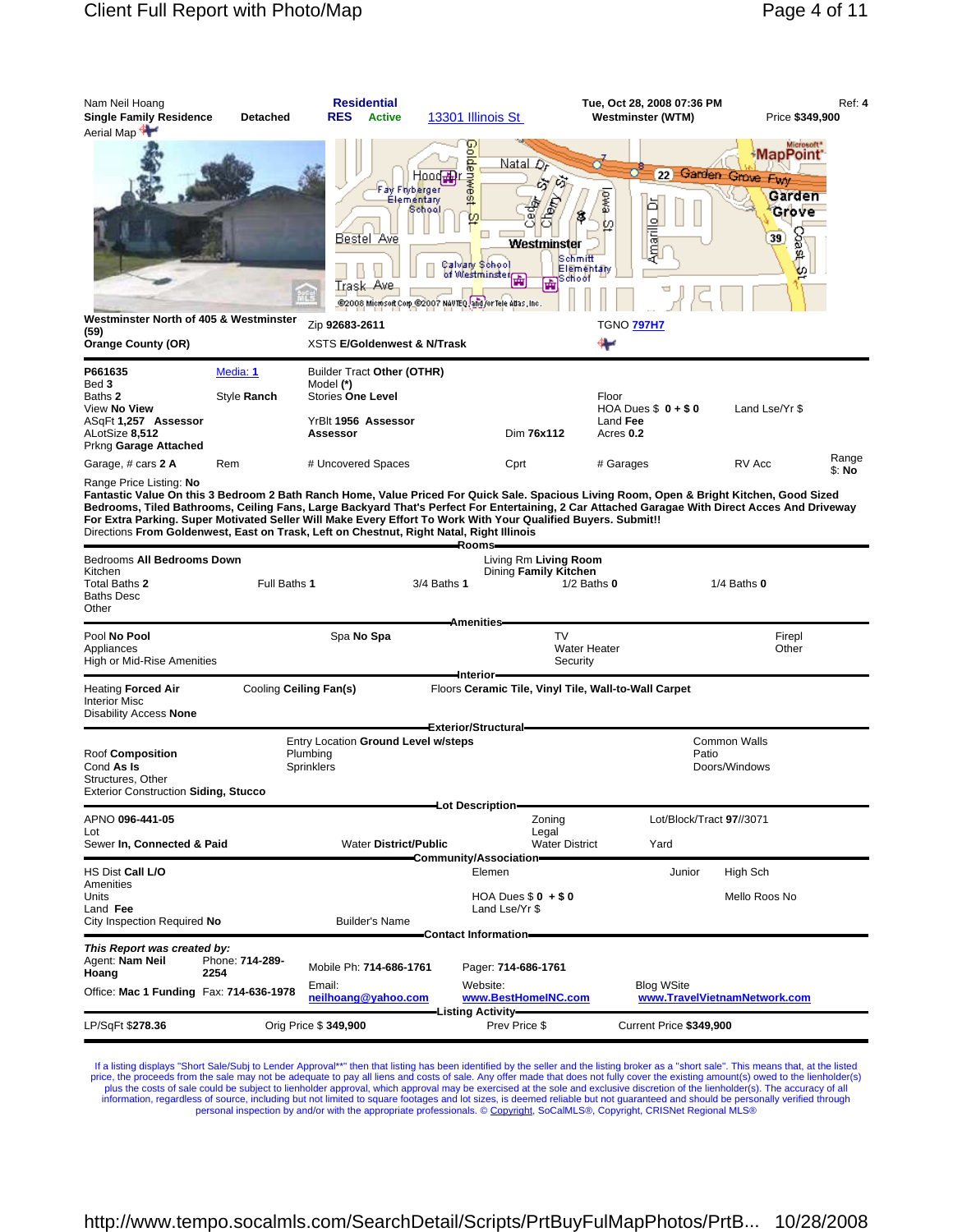| Nam Neil Hoang | | Residential | | Tue, Oct 28, 2008 07:36 PM | Ref: 4 |
|---|---|---|---|---|---|
| **Single Family Residence** | **Detached** | **RES Active** | 13301 Illinois St | **Westminster (WTM)** | Price **$349,900** |

Aerial Map

Westminster North of 405 & Westminster (59)
Orange County (OR)

Zip **92683-2611**
XSTS **E/Goldenwest & N/Trask**

TGNO **797H7**

| | | | | | |
|---|---|---|---|---|---|
| **P661635** | Media: 1 | Builder Tract **Other (OTHR)** | | | |
| Bed **3** | | Model **(\*)** | | | |
| Baths **2** | Style **Ranch** | Stories **One Level** | | Floor | |
| View **No View** | | | | HOA Dues $ **0 + $ 0** | Land Lse/Yr $ |
| ASqFt **1,257 Assessor** | | YrBlt **1956 Assessor** | | Land **Fee** | |
| ALotSize **8,512** | | **Assessor** | Dim **76x112** | Acres **0.2** | |
| Prkng **Garage Attached** | | | | | |
| Garage, # cars **2 A** | Rem | # Uncovered Spaces | Cprt | # Garages | RV Acc | Range $: **No** |

Range Price Listing: **No**

**Fantastic Value On this 3 Bedroom 2 Bath Ranch Home, Value Priced For Quick Sale. Spacious Living Room, Open & Bright Kitchen, Good Sized Bedrooms, Tiled Bathrooms, Ceiling Fans, Large Backyard That's Perfect For Entertaining, 2 Car Attached Garage With Direct Acces And Driveway For Extra Parking. Super Motivated Seller Will Make Every Effort To Work With Your Qualified Buyers. Submit!!**

Directions **From Goldenwest, East on Trask, Left on Chestnut, Right Natal, Right Illinois**

## Rooms

Bedrooms **All Bedrooms Down**
Kitchen
Total Baths **2** — Full Baths **1** — 3/4 Baths **1** — 1/2 Baths **0** — 1/4 Baths **0**
Baths Desc
Other

Living Rm **Living Room**
Dining **Family Kitchen**

## Amenities

Pool **No Pool** — Spa **No Spa** — TV — Firepl
Appliances — Water Heater — Other
High or Mid-Rise Amenities — Security

## Interior

Heating **Forced Air** — Cooling **Ceiling Fan(s)** — Floors **Ceramic Tile, Vinyl Tile, Wall-to-Wall Carpet**
Interior Misc
Disability Access **None**

## Exterior/Structural

Entry Location **Ground Level w/steps** — Common Walls
Roof **Composition** — Plumbing — Patio
Cond **As Is** — Sprinklers — Doors/Windows
Structures, Other
Exterior Construction **Siding, Stucco**

## Lot Description

APNO **096-441-05** — Zoning — Lot/Block/Tract **97//3071**
Lot — Legal
Sewer **In, Connected & Paid** — Water **District/Public** — Water District — Yard

## Community/Association

HS Dist **Call L/O** — Elemen — Junior — High Sch
Amenities
Units — HOA Dues $ **0 + $ 0** — Mello Roos **No**
Land **Fee** — Land Lse/Yr $
City Inspection Required **No** — Builder's Name

## Contact Information

***This Report was created by:***
Agent: **Nam Neil Hoang** — Phone: **714-289-2254** — Mobile Ph: **714-686-1761** — Pager: **714-686-1761**
Office: **Mac 1 Funding** — Fax: **714-636-1978** — Email: neilhoang@yahoo.com — Website: www.BestHomeINC.com — Blog WSite www.TravelVietnamNetwork.com

## Listing Activity

LP/SqFt **$278.36** — Orig Price $ **349,900** — Prev Price $ — Current Price **$349,900**

If a listing displays "Short Sale/Subj to Lender Approval\*\*" then that listing has been identified by the seller and the listing broker as a "short sale". This means that, at the listed price, the proceeds from the sale may not be adequate to pay all liens and costs of sale. Any offer made that does not fully cover the existing amount(s) owed to the lienholder(s) plus the costs of sale could be subject to lienholder approval, which approval may be exercised at the sole and exclusive discretion of the lienholder(s). The accuracy of all information, regardless of source, including but not limited to square footages and lot sizes, is deemed reliable but not guaranteed and should be personally verified through personal inspection by and/or with the appropriate professionals. © Copyright, SoCalMLS®, Copyright, CRISNet Regional MLS®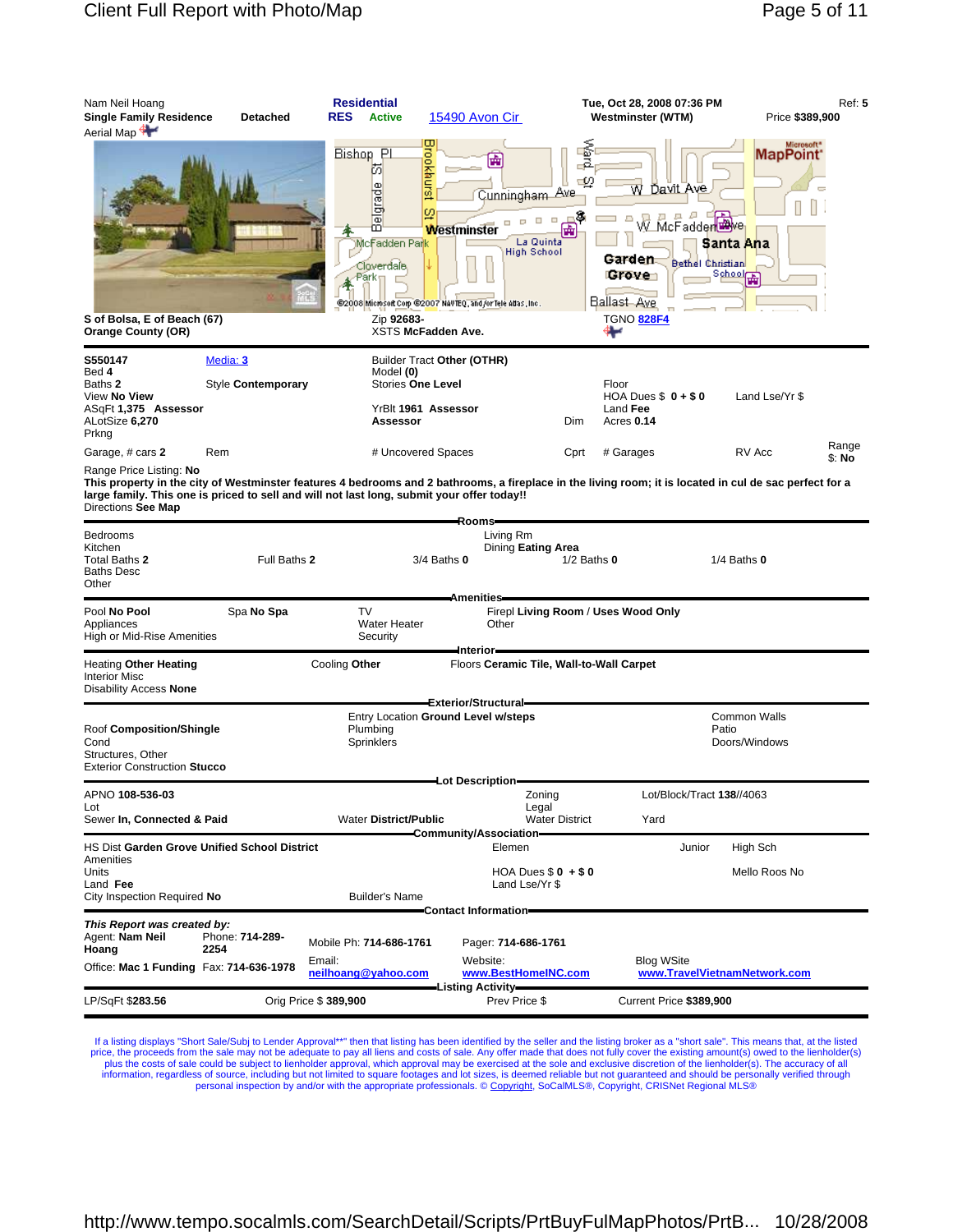Nam Neil Hoang
**Single Family Residence** **Detached** **Residential RES Active** 15490 Avon Cir **Tue, Oct 28, 2008 07:36 PM** Ref: **5**
Westminster (WTM) Price **$389,900**

Aerial Map

S of Bolsa, E of Beach (67)
Orange County (OR)

Zip **92683-**
XSTS **McFadden Ave.**

TGNO 828F4

| | | | |
|---|---|---|---|
| **S550147** | Media: 3 | Builder Tract **Other (OTHR)** | |
| Bed **4** | | Model **(0)** | |
| Baths **2** | Style **Contemporary** | Stories **One Level** | Floor |
| View **No View** | | | HOA Dues $ **0 + $ 0** Land Lse/Yr $ |
| ASqFt **1,375** Assessor | | YrBlt **1961** Assessor | Land **Fee** |
| ALotSize **6,270** | | **Assessor** | Dim Acres **0.14** |
| Prkng | | | |
| Garage, # cars **2** | Rem | # Uncovered Spaces | Cprt # Garages RV Acc Range $: **No** |

Range Price Listing: **No**

**This property in the city of Westminster features 4 bedrooms and 2 bathrooms, a fireplace in the living room; it is located in cul de sac perfect for a large family. This one is priced to sell and will not last long, submit your offer today!!**

Directions **See Map**

## Rooms

Bedrooms
Kitchen
Total Baths **2** Full Baths **2** 3/4 Baths **0** 1/2 Baths **0** 1/4 Baths **0**
Baths Desc
Other
Living Rm
Dining **Eating Area**

## Amenities

Pool **No Pool** Spa **No Spa** TV Firepl **Living Room / Uses Wood Only**
Appliances Water Heater Other
High or Mid-Rise Amenities Security

## Interior

Heating **Other Heating** Cooling **Other** Floors **Ceramic Tile, Wall-to-Wall Carpet**
Interior Misc
Disability Access **None**

## Exterior/Structural

Entry Location **Ground Level w/steps** Common Walls
Roof **Composition/Shingle** Plumbing Patio
Cond Sprinklers Doors/Windows
Structures, Other
Exterior Construction **Stucco**

## Lot Description

APNO **108-536-03** Zoning Lot/Block/Tract **138//4063**
Lot Legal
Sewer **In, Connected & Paid** Water **District/Public** Water District Yard

## Community/Association

HS Dist **Garden Grove Unified School District** Elemen Junior High Sch
Amenities
Units HOA Dues $ **0 + $ 0** Mello Roos **No**
Land **Fee** Land Lse/Yr $
City Inspection Required **No** Builder's Name

## Contact Information

***This Report was created by:***
Agent: **Nam Neil Hoang** Phone: **714-289-2254** Mobile Ph: **714-686-1761** Pager: **714-686-1761**
Office: **Mac 1 Funding** Fax: **714-636-1978** Email: neilhoang@yahoo.com Website: www.BestHomeINC.com Blog WSite www.TravelVietnamNetwork.com

## Listing Activity

LP/SqFt **$283.56** Orig Price $ **389,900** Prev Price $ Current Price **$389,900**

If a listing displays "Short Sale/Subj to Lender Approval**" then that listing has been identified by the seller and the listing broker as a "short sale". This means that, at the listed price, the proceeds from the sale may not be adequate to pay all liens and costs of sale. Any offer made that does not fully cover the existing amount(s) owed to the lienholder(s) plus the costs of sale could be subject to lienholder approval, which approval may be exercised at the sole and exclusive discretion of the lienholder(s). The accuracy of all information, regardless of source, including but not limited to square footages and lot sizes, is deemed reliable but not guaranteed and should be personally verified through personal inspection by and/or with the appropriate professionals. © Copyright, SoCalMLS®, Copyright, CRISNet Regional MLS®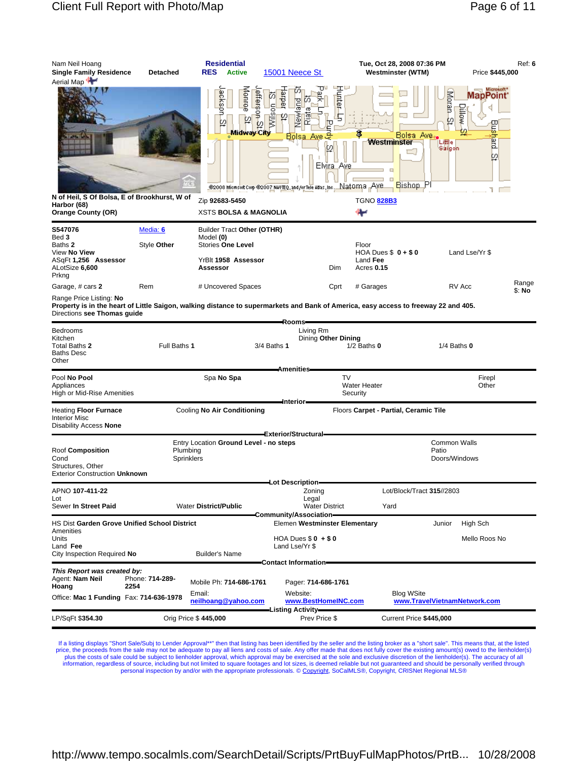Nam Neil Hoang

**Single Family Residence** **Detached** | **Residential** | **RES** **Active** | 15001 Neece St | **Tue, Oct 28, 2008 07:36 PM** | **Westminster (WTM)** | Ref: **6** | Price **$445,000**

Aerial Map

N of Heil, S Of Bolsa, E of Brookhurst, W of Harbor (68)
Orange County (OR)

Zip **92683-5450**
XSTS **BOLSA & MAGNOLIA**

TGNO 828B3

| | | | | | |
|---|---|---|---|---|---|
| **S547076** | Media: 6 | Builder Tract **Other (OTHR)** | | | |
| Bed **3** | | Model **(0)** | | | |
| Baths **2** | Style **Other** | Stories **One Level** | | Floor | |
| View **No View** | | | | HOA Dues $ **0 + $ 0** | Land Lse/Yr $ |
| ASqFt **1,256 Assessor** | | YrBlt **1958 Assessor** | | Land **Fee** | |
| ALotSize **6,600** | | **Assessor** | Dim | Acres **0.15** | |
| Prkng | | | | | |
| Garage, # cars **2** | Rem | # Uncovered Spaces | Cprt | # Garages | RV Acc | Range $: **No** |

Range Price Listing: **No**

**Property is in the heart of Little Saigon, walking distance to supermarkets and Bank of America, easy access to freeway 22 and 405.**

Directions **see Thomas guide**

## Rooms

| | | | | |
|---|---|---|---|---|
| Bedrooms | | | Living Rm | |
| Kitchen | | | Dining **Other Dining** | |
| Total Baths **2** | Full Baths **1** | 3/4 Baths **1** | 1/2 Baths **0** | 1/4 Baths **0** |
| Baths Desc | | | | |
| Other | | | | |

## Amenities

| | | | |
|---|---|---|---|
| Pool **No Pool** | Spa **No Spa** | TV | Firepl |
| Appliances | | Water Heater | Other |
| High or Mid-Rise Amenities | | Security | |

## Interior

Heating **Floor Furnace** | Cooling **No Air Conditioning** | Floors **Carpet - Partial, Ceramic Tile**

Interior Misc

Disability Access **None**

## Exterior/Structural

| | | |
|---|---|---|
| | Entry Location **Ground Level - no steps** | Common Walls |
| Roof **Composition** | Plumbing | Patio |
| Cond | Sprinklers | Doors/Windows |
| Structures, Other | | |
| Exterior Construction **Unknown** | | |

## Lot Description

| | | | |
|---|---|---|---|
| APNO **107-411-22** | | Zoning | Lot/Block/Tract **315//2803** |
| Lot | | Legal | |
| Sewer **In Street Paid** | Water **District/Public** | Water District | Yard |

## Community/Association

| | | | |
|---|---|---|---|
| HS Dist **Garden Grove Unified School District** | | Elemen **Westminster Elementary** | Junior | High Sch |
| Amenities | | | | |
| Units | | HOA Dues $ **0 + $ 0** | | Mello Roos **No** |
| Land **Fee** | | Land Lse/Yr $ | | |
| City Inspection Required **No** | Builder's Name | | | |

## Contact Information

***This Report was created by:***

| | | | | |
|---|---|---|---|---|
| Agent: **Nam Neil Hoang** | Phone: **714-289-2254** | Mobile Ph: **714-686-1761** | Pager: **714-686-1761** | |
| Office: **Mac 1 Funding** | Fax: **714-636-1978** | Email: neilhoang@yahoo.com | Website: www.BestHomeINC.com | Blog WSite www.TravelVietnamNetwork.com |

## Listing Activity

LP/SqFt **$354.30** | Orig Price $ **445,000** | Prev Price $ | Current Price **$445,000**

If a listing displays "Short Sale/Subj to Lender Approval**" then that listing has been identified by the seller and the listing broker as a "short sale". This means that, at the listed price, the proceeds from the sale may not be adequate to pay all liens and costs of sale. Any offer made that does not fully cover the existing amount(s) owed to the lienholder(s) plus the costs of sale could be subject to lienholder approval, which approval may be exercised at the sole and exclusive discretion of the lienholder(s). The accuracy of all information, regardless of source, including but not limited to square footages and lot sizes, is deemed reliable but not guaranteed and should be personally verified through personal inspection by and/or with the appropriate professionals. © Copyright, SoCalMLS®, Copyright, CRISNet Regional MLS®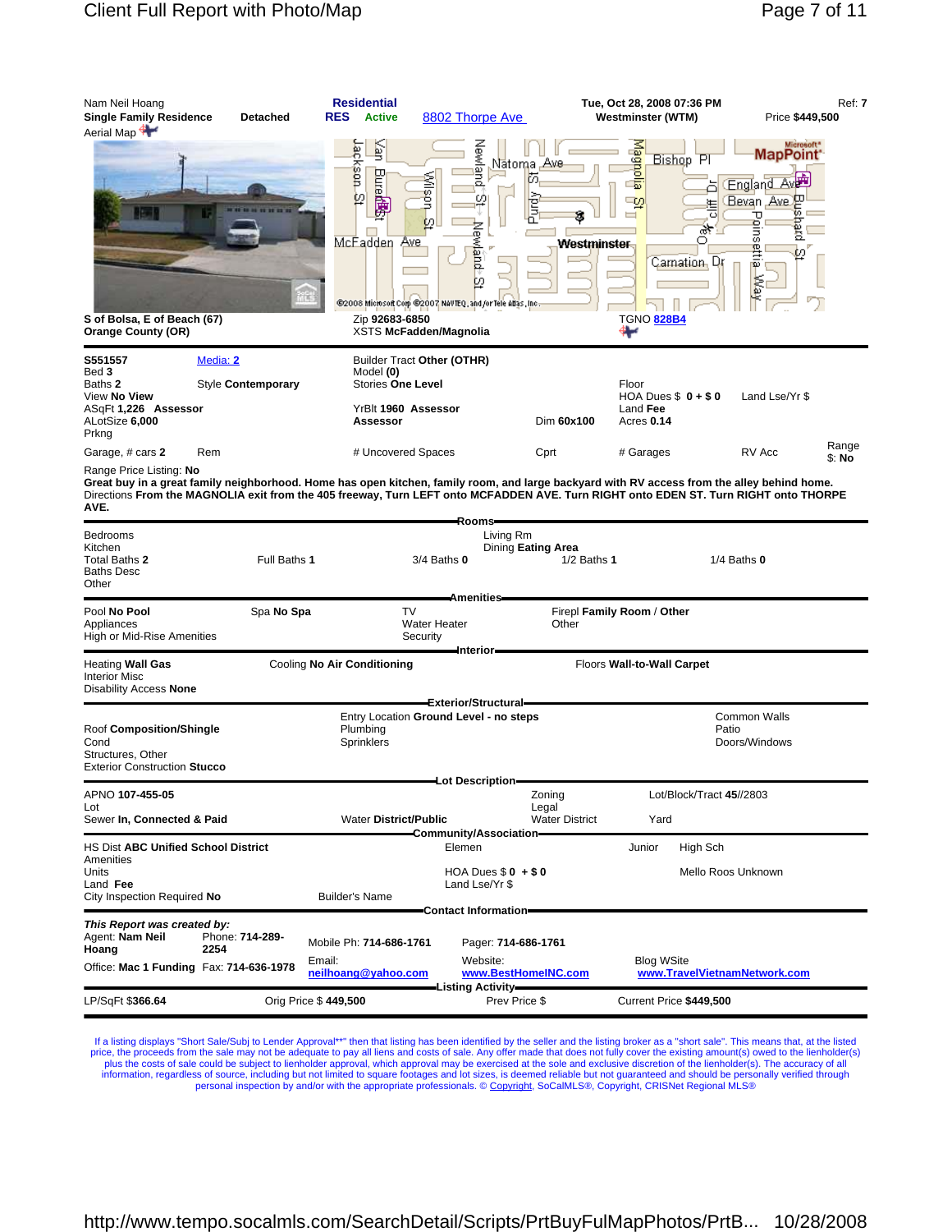Nam Neil Hoang
**Single Family Residence** **Detached**
Aerial Map

**Residential**
**RES** **Active** 8802 Thorpe Ave

**Tue, Oct 28, 2008 07:36 PM**
**Westminster (WTM)**

Ref: **7**
Price **$449,500**

©2008 Microsoft Corp ©2007 NAVTEQ, and/or Tele Atlas, Inc.

**S of Bolsa, E of Beach (67)**
**Orange County (OR)**

Zip **92683-6850**
XSTS **McFadden/Magnolia**

TGNO **828B4**

---

**S551557** Media: **2**
Bed **3**
Baths **2** Style **Contemporary**
View **No View**
ASqFt **1,226** **Assessor**
ALotSize **6,000**
Prkng
Garage, # cars **2** Rem

Builder Tract **Other (OTHR)**
Model **(0)**
Stories **One Level**
YrBlt **1960** **Assessor**
**Assessor** Dim **60x100**
# Uncovered Spaces Cprt

Floor
HOA Dues $ **0 + $ 0** Land Lse/Yr $
Land **Fee**
Acres **0.14**
# Garages RV Acc Range $: **No**

Range Price Listing: **No**
**Great buy in a great family neighborhood. Home has open kitchen, family room, and large backyard with RV access from the alley behind home.**
Directions **From the MAGNOLIA exit from the 405 freeway, Turn LEFT onto MCFADDEN AVE. Turn RIGHT onto EDEN ST. Turn RIGHT onto THORPE AVE.**

## Rooms

Bedrooms
Kitchen
Total Baths **2** Full Baths **1** 3/4 Baths **0** 1/2 Baths **1** 1/4 Baths **0**
Baths Desc
Other
Living Rm
Dining **Eating Area**

## Amenities

Pool **No Pool** Spa **No Spa** TV Firepl **Family Room / Other**
Appliances Water Heater Other
High or Mid-Rise Amenities Security

## Interior

Heating **Wall Gas** Cooling **No Air Conditioning** Floors **Wall-to-Wall Carpet**
Interior Misc
Disability Access **None**

## Exterior/Structural

Roof **Composition/Shingle**
Cond
Structures, Other
Exterior Construction **Stucco**
Entry Location **Ground Level - no steps**
Plumbing
Sprinklers
Common Walls
Patio
Doors/Windows

## Lot Description

APNO **107-455-05** Zoning Lot/Block/Tract **45//2803**
Lot Legal
Sewer **In, Connected & Paid** Water **District/Public** Water District Yard

## Community/Association

HS Dist **ABC Unified School District** Elemen Junior High Sch
Amenities
Units HOA Dues $ **0** + $ **0** Mello Roos Unknown
Land **Fee** Land Lse/Yr $
City Inspection Required **No** Builder's Name

## Contact Information

***This Report was created by:***
Agent: **Nam Neil Hoang** Phone: **714-289-2254**
Office: **Mac 1 Funding** Fax: **714-636-1978**
Mobile Ph: **714-686-1761** Pager: **714-686-1761**
Email: **neilhoang@yahoo.com** Website: **www.BestHomeINC.com** Blog WSite **www.TravelVietnamNetwork.com**

## Listing Activity

LP/SqFt **$366.64** Orig Price $ **449,500** Prev Price $ Current Price **$449,500**

---

If a listing displays "Short Sale/Subj to Lender Approval**" then that listing has been identified by the seller and the listing broker as a "short sale". This means that, at the listed price, the proceeds from the sale may not be adequate to pay all liens and costs of sale. Any offer made that does not fully cover the existing amount(s) owed to the lienholder(s) plus the costs of sale could be subject to lienholder approval, which approval may be exercised at the sole and exclusive discretion of the lienholder(s). The accuracy of all information, regardless of source, including but not limited to square footages and lot sizes, is deemed reliable but not guaranteed and should be personally verified through personal inspection by and/or with the appropriate professionals. © Copyright, SoCalMLS®, Copyright, CRISNet Regional MLS®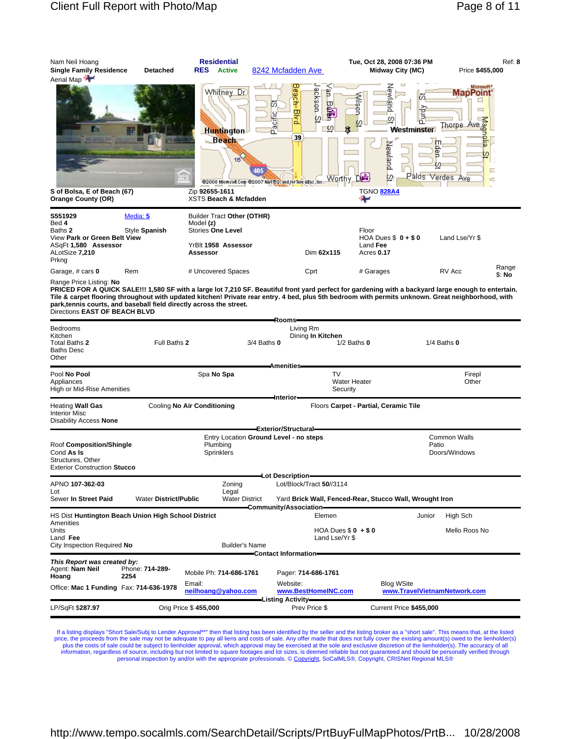Nam Neil Hoang | **Residential** | Tue, Oct 28, 2008 07:36 PM | Ref: **8**

**Single Family Residence** **Detached** **RES** **Active** 8242 Mcfadden Ave **Midway City (MC)** Price **$455,000**

Aerial Map

**S of Bolsa, E of Beach (67)**
**Orange County (OR)**

Zip **92655-1611**
XSTS **Beach & Mcfadden**

TGNO 828A4

---

**S551929** Media: 5 Builder Tract **Other (OTHR)**
Bed **4** Model **(z)**
Baths **2** Style **Spanish** Stories **One Level** Floor
View **Park or Green Belt View** HOA Dues $ **0 + $ 0** Land Lse/Yr $
ASqFt **1,580** **Assessor** YrBlt **1958** **Assessor** Land **Fee**
ALotSize **7,210** **Assessor** Dim **62x115** Acres **0.17**
Prkng

Garage, # cars **0** Rem # Uncovered Spaces Cprt # Garages RV Acc Range $: **No**

Range Price Listing: **No**

**PRICED FOR A QUICK SALE!!! 1,580 SF with a large lot 7,210 SF. Beautiful front yard perfect for gardening with a backyard large enough to entertain. Tile & carpet flooring throughout with updated kitchen! Private rear entry. 4 bed, plus 5th bedroom with permits unknown. Great neighborhood, with park,tennis courts, and baseball field directly across the street.**

Directions **EAST OF BEACH BLVD**

## Rooms

Bedrooms
Kitchen
Living Rm
Dining **In Kitchen**
Total Baths **2** Full Baths **2** 3/4 Baths **0** 1/2 Baths **0** 1/4 Baths **0**
Baths Desc
Other

## Amenities

Pool **No Pool** Spa **No Spa** TV Firepl
Appliances Water Heater Other
High or Mid-Rise Amenities Security

## Interior

Heating **Wall Gas** Cooling **No Air Conditioning** Floors **Carpet - Partial, Ceramic Tile**
Interior Misc
Disability Access **None**

## Exterior/Structural

Entry Location **Ground Level - no steps** Common Walls
Roof **Composition/Shingle** Plumbing Patio
Cond **As Is** Sprinklers Doors/Windows
Structures, Other
Exterior Construction **Stucco**

## Lot Description

APNO **107-362-03** Zoning Lot/Block/Tract **50**//3114
Lot Legal
Sewer **In Street Paid** Water District/**Public** Water District Yard **Brick Wall, Fenced-Rear, Stucco Wall, Wrought Iron**

## Community/Association

HS Dist **Huntington Beach Union High School District** Elemen Junior High Sch
Amenities
Units HOA Dues $ **0 + $ 0** Mello Roos No
Land **Fee** Land Lse/Yr $
City Inspection Required **No** Builder's Name

## Contact Information

***This Report was created by:***

Agent: **Nam Neil Hoang** Phone: **714-289-2254** Mobile Ph: **714-686-1761** Pager: **714-686-1761**
Office: **Mac 1 Funding** Fax: **714-636-1978** Email: neilhoang@yahoo.com Website: www.BestHomeINC.com Blog WSite www.TravelVietnamNetwork.com

## Listing Activity

LP/SqFt **$287.97** Orig Price $ **455,000** Prev Price $ Current Price **$455,000**

---

If a listing displays "Short Sale/Subj to Lender Approval**" then that listing has been identified by the seller and the listing broker as a "short sale". This means that, at the listed price, the proceeds from the sale may not be adequate to pay all liens and costs of sale. Any offer made that does not fully cover the existing amount(s) owed to the lienholder(s) plus the costs of sale could be subject to lienholder approval, which approval may be exercised at the sole and exclusive discretion of the lienholder(s). The accuracy of all information, regardless of source, including but not limited to square footages and lot sizes, is deemed reliable but not guaranteed and should be personally verified through personal inspection by and/or with the appropriate professionals. © Copyright, SoCalMLS®, Copyright, CRISNet Regional MLS®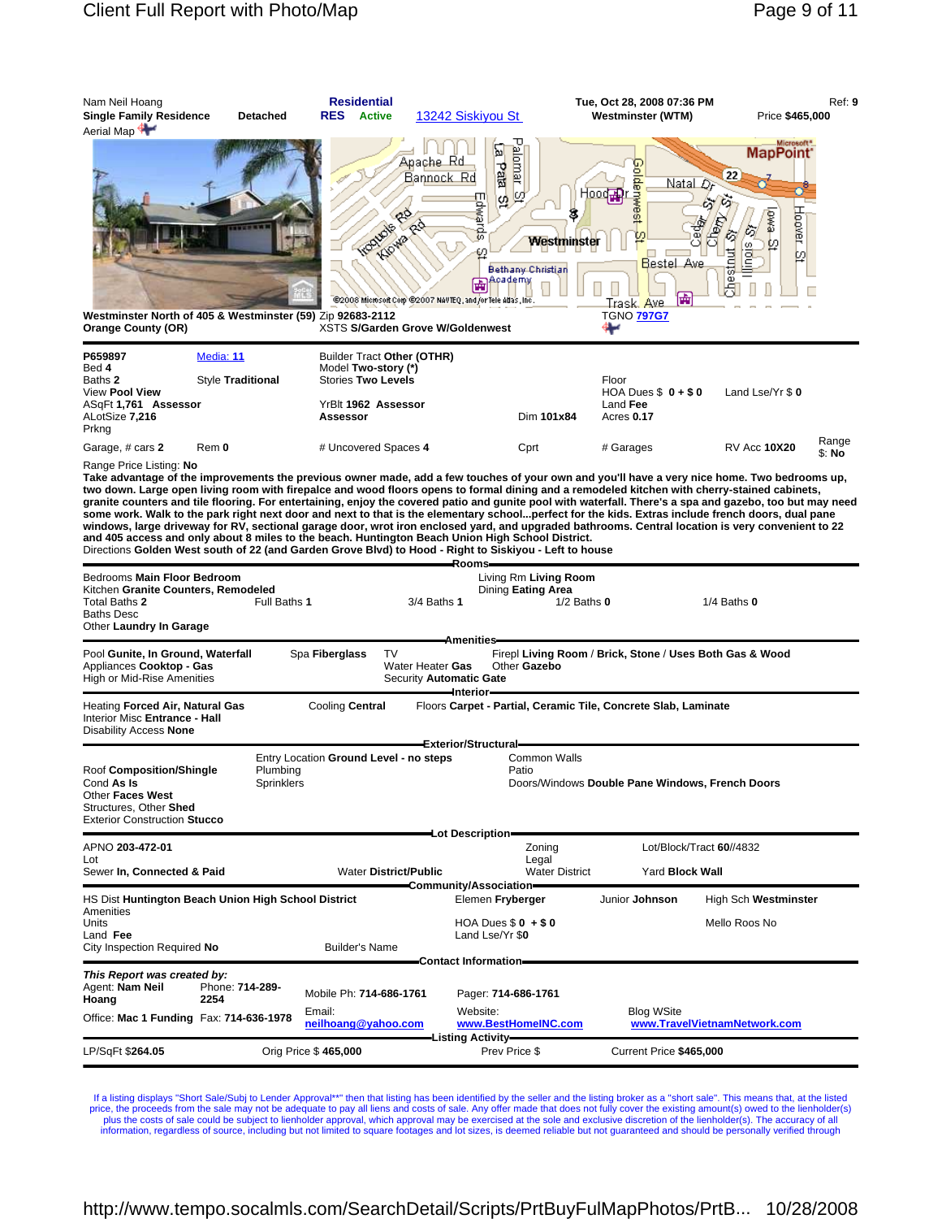Nam Neil Hoang | **Residential** | Tue, Oct 28, 2008 07:36 PM | Ref: 9

**Single Family Residence** **Detached** | **RES** **Active** | 13242 Siskiyou St | **Westminster (WTM)** | Price **$465,000**

Aerial Map

**Westminster North of 405 & Westminster (59)** Zip **92683-2112** TGNO 797G7
**Orange County (OR)** XSTS **S/Garden Grove W/Goldenwest**

| | | | | | |
|---|---|---|---|---|---|
| **P659897** | Media: 11 | Builder Tract **Other (OTHR)** | | | |
| Bed **4** | | Model **Two-story (*)** | | | |
| Baths **2** | Style **Traditional** | Stories **Two Levels** | | Floor | |
| View **Pool View** | | | | HOA Dues $ **0** + $ **0** | Land Lse/Yr $ **0** |
| ASqFt **1,761** Assessor | | YrBlt **1962** Assessor | | Land **Fee** | |
| ALotSize **7,216** | | **Assessor** | Dim **101x84** | Acres **0.17** | |
| Prkng | | | | | |
| Garage, # cars **2** | Rem **0** | # Uncovered Spaces **4** | Cprt | # Garages | RV Acc **10X20** Range $: **No** |

Range Price Listing: **No**

**Take advantage of the improvements the previous owner made, add a few touches of your own and you'll have a very nice home. Two bedrooms up, two down. Large open living room with firepalce and wood floors opens to formal dining and a remodeled kitchen with cherry-stained cabinets, granite counters and tile flooring. For entertaining, enjoy the covered patio and gunite pool with waterfall. There's a spa and gazebo, too but may need some work. Walk to the park right next door and next to that is the elementary school...perfect for the kids. Extras include french doors, dual pane windows, large driveway for RV, sectional garage door, wrot iron enclosed yard, and upgraded bathrooms. Central location is very convenient to 22 and 405 access and only about 8 miles to the beach. Huntington Beach Union High School District.**

Directions **Golden West south of 22 (and Garden Grove Blvd) to Hood - Right to Siskiyou - Left to house**

## Rooms

Bedrooms **Main Floor Bedroom**
Kitchen **Granite Counters, Remodeled**
Living Rm **Living Room**
Dining **Eating Area**
Total Baths **2** | Full Baths **1** | 3/4 Baths **1** | 1/2 Baths **0** | 1/4 Baths **0**
Baths Desc
Other **Laundry In Garage**

## Amenities

Pool **Gunite, In Ground, Waterfall** | Spa **Fiberglass** | TV | Firepl **Living Room / Brick, Stone / Uses Both Gas & Wood**
Appliances **Cooktop - Gas** | Water Heater **Gas** | Other **Gazebo**
High or Mid-Rise Amenities | Security **Automatic Gate**

## Interior

Heating **Forced Air, Natural Gas** | Cooling **Central** | Floors **Carpet - Partial, Ceramic Tile, Concrete Slab, Laminate**
Interior Misc **Entrance - Hall**
Disability Access **None**

## Exterior/Structural

Entry Location **Ground Level - no steps** | Common Walls
Roof **Composition/Shingle** | Plumbing | Patio
Cond **As Is** | Sprinklers | Doors/Windows **Double Pane Windows, French Doors**
Other **Faces West**
Structures, Other **Shed**
Exterior Construction **Stucco**

## Lot Description

APNO **203-472-01** | Zoning | Lot/Block/Tract **60**//4832
Lot | Legal
Sewer **In, Connected & Paid** | Water District/**Public** | Water District | Yard **Block Wall**

## Community/Association

HS Dist **Huntington Beach Union High School District** | Elemen **Fryberger** | Junior **Johnson** | High Sch **Westminster**
Amenities
Units | HOA Dues $ **0** + $ **0** | Mello Roos **No**
Land **Fee** | Land Lse/Yr **$0**
City Inspection Required **No** | Builder's Name

## Contact Information

***This Report was created by:***
Agent: **Nam Neil Hoang** | Phone: **714-289-2254** | Mobile Ph: **714-686-1761** | Pager: **714-686-1761**
Office: **Mac 1 Funding** | Fax: **714-636-1978** | Email: neilhoang@yahoo.com | Website: www.BestHomeINC.com | Blog WSite www.TravelVietnamNetwork.com

## Listing Activity

LP/SqFt **$264.05** | Orig Price **$ 465,000** | Prev Price $ | Current Price **$465,000**

If a listing displays "Short Sale/Subj to Lender Approval**" then that listing has been identified by the seller and the listing broker as a "short sale". This means that, at the listed price, the proceeds from the sale may not be adequate to pay all liens and costs of sale. Any offer made that does not fully cover the existing amount(s) owed to the lienholder(s) plus the costs of sale could be subject to lienholder approval, which approval may be exercised at the sole and exclusive discretion of the lienholder(s). The accuracy of all information, regardless of source, including but not limited to square footages and lot sizes, is deemed reliable but not guaranteed and should be personally verified through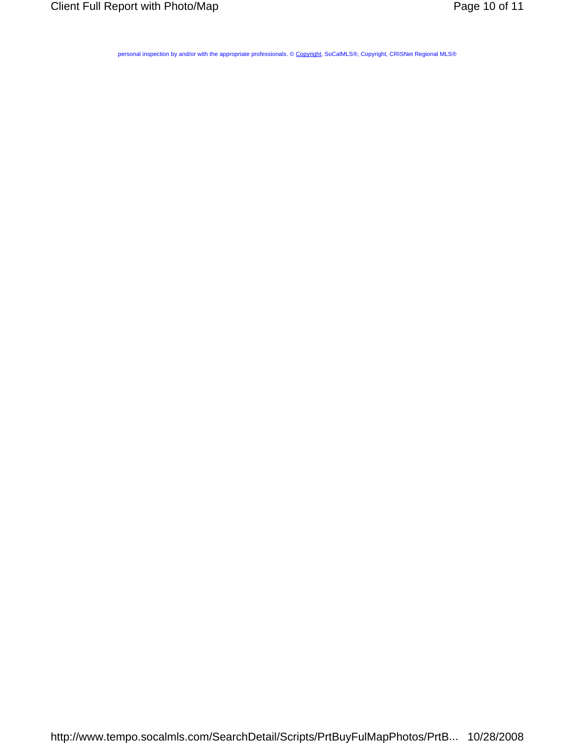personal inspection by and/or with the appropriate professionals. © Copyright, SoCalMLS®, Copyright, CRISNet Regional MLS®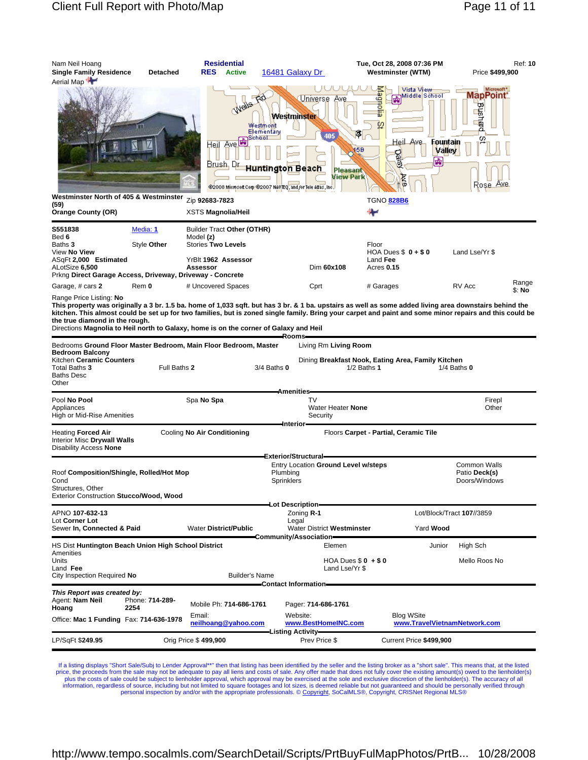| | | | |
|---|---|---|---|
| Nam Neil Hoang | **Residential** | Tue, Oct 28, 2008 07:36 PM | Ref: **10** |
| **Single Family Residence** **Detached** | **RES** **Active** 16481 Galaxy Dr | **Westminster (WTM)** | Price **$499,900** |

Aerial Map

**Westminster North of 405 & Westminster (59)**
**Orange County (OR)**

Zip **92683-7823**
XSTS **Magnolia/Heil**

TGNO **828B6**

---

**S551838** Media: 1
Bed **6**
Baths **3** Style **Other**
View **No View**
ASqFt **2,000** **Estimated**
ALotSize **6,500**
Prkng **Direct Garage Access, Driveway, Driveway - Concrete**

Builder Tract **Other (OTHR)**
Model **(z)**
Stories **Two Levels**
YrBlt **1962** **Assessor**
**Assessor**

Dim **60x108**

Floor
HOA Dues $ **0 + $ 0** Land Lse/Yr $
Land **Fee**
Acres **0.15**

Garage, # cars **2** Rem **0** # Uncovered Spaces Cprt # Garages RV Acc Range $: **No**

Range Price Listing: **No**

**This property was originally a 3 br. 1.5 ba. home of 1,033 sqft. but has 3 br. & 1 ba. upstairs as well as some added living area downstairs behind the kitchen. This almost could be set up for two families, but is zoned single family. Bring your carpet and paint and some minor repairs and this could be the true diamond in the rough.**

Directions **Magnolia to Heil north to Galaxy, home is on the corner of Galaxy and Heil**

## Rooms

Bedrooms **Ground Floor Master Bedroom, Main Floor Bedroom, Master Bedroom Balcony**
Living Rm **Living Room**
Kitchen **Ceramic Counters**
Dining **Breakfast Nook, Eating Area, Family Kitchen**
Total Baths **3** Full Baths **2** 3/4 Baths **0** 1/2 Baths **1** 1/4 Baths **0**
Baths Desc
Other

## Amenities

Pool **No Pool** Spa **No Spa** TV Firepl
Appliances Water Heater **None** Other
High or Mid-Rise Amenities Security

## Interior

Heating **Forced Air** Cooling **No Air Conditioning** Floors **Carpet - Partial, Ceramic Tile**
Interior Misc **Drywall Walls**
Disability Access **None**

## Exterior/Structural

Entry Location **Ground Level w/steps** Common Walls
Roof **Composition/Shingle, Rolled/Hot Mop** Plumbing Patio **Deck(s)**
Cond Sprinklers Doors/Windows
Structures, Other
Exterior Construction **Stucco/Wood, Wood**

## Lot Description

APNO **107-632-13** Zoning **R-1** Lot/Block/Tract **107//3859**
Lot **Corner Lot** Legal
Sewer **In, Connected & Paid** Water **District/Public** Water District **Westminster** Yard **Wood**

## Community/Association

HS Dist **Huntington Beach Union High School District** Elemen Junior High Sch
Amenities
Units HOA Dues $ **0** + $ **0** Mello Roos **No**
Land **Fee** Land Lse/Yr $
City Inspection Required **No** Builder's Name

## Contact Information

***This Report was created by:***
Agent: **Nam Neil Hoang** Phone: **714-289-2254** Mobile Ph: **714-686-1761** Pager: **714-686-1761**
Office: **Mac 1 Funding** Fax: **714-636-1978** Email: **neilhoang@yahoo.com** Website: **www.BestHomeINC.com** Blog WSite **www.TravelVietnamNetwork.com**

## Listing Activity

LP/SqFt **$249.95** Orig Price $ **499,900** Prev Price $ Current Price **$499,900**

If a listing displays "Short Sale/Subj to Lender Approval**" then that listing has been identified by the seller and the listing broker as a "short sale". This means that, at the listed price, the proceeds from the sale may not be adequate to pay all liens and costs of sale. Any offer made that does not fully cover the existing amount(s) owed to the lienholder(s) plus the costs of sale could be subject to lienholder approval, which approval may be exercised at the sole and exclusive discretion of the lienholder(s). The accuracy of all information, regardless of source, including but not limited to square footages and lot sizes, is deemed reliable but not guaranteed and should be personally verified through personal inspection by and/or with the appropriate professionals. © Copyright, SoCalMLS®, Copyright, CRISNet Regional MLS®